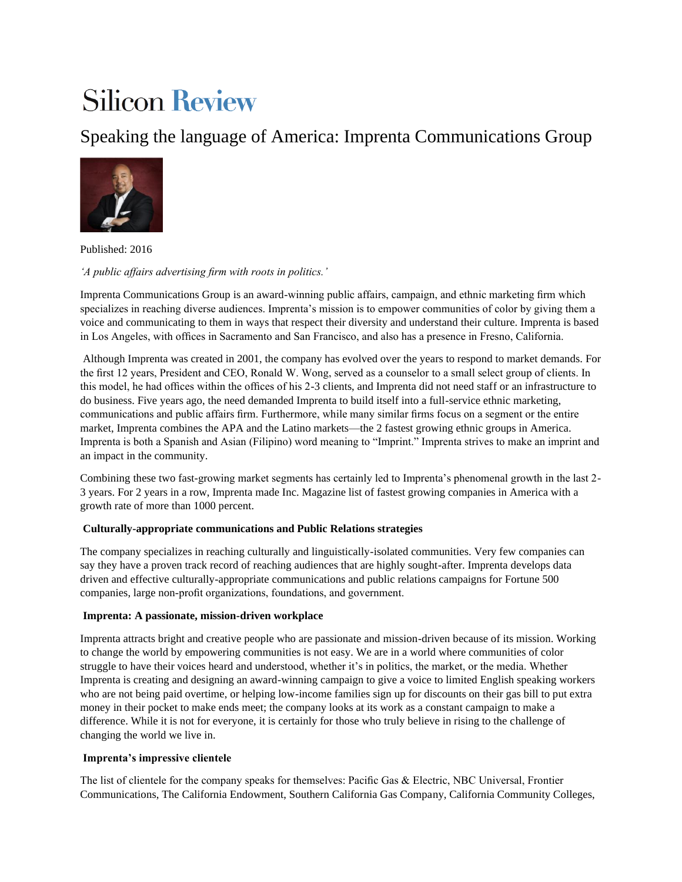# Silicon Review

## Speaking the language of America: Imprenta Communications Group

Published: 2016

*'A public affairs advertising firm with roots in politics.'*

Imprenta Communications Group is an award-winning public affairs, campaign, and ethnic marketing firm which specializes in reaching diverse audiences. Imprenta's mission is to empower communities of color by giving them a voice and communicating to them in ways that respect their diversity and understand their culture. Imprenta is based in Los Angeles, with offices in Sacramento and San Francisco, and also has a presence in Fresno, California.

Although Imprenta was created in 2001, the company has evolved over the years to respond to market demands. For the first 12 years, President and CEO, Ronald W. Wong, served as a counselor to a small select group of clients. In this model, he had offices within the offices of his 2-3 clients, and Imprenta did not need staff or an infrastructure to do business. Five years ago, the need demanded Imprenta to build itself into a full-service ethnic marketing, communications and public affairs firm. Furthermore, while many similar firms focus on a segment or the entire market, Imprenta combines the APA and the Latino markets—the 2 fastest growing ethnic groups in America. Imprenta is both a Spanish and Asian (Filipino) word meaning to "Imprint." Imprenta strives to make an imprint and an impact in the community.

Combining these two fast-growing market segments has certainly led to Imprenta's phenomenal growth in the last 2-3 years. For 2 years in a row, Imprenta made Inc. Magazine list of fastest growing companies in America with a growth rate of more than 1000 percent.

### Culturally-appropriate communications and Public Relations strategies

The company specializes in reaching culturally and linguistically-isolated communities. Very few companies can say they have a proven track record of reaching audiences that are highly sought-after. Imprenta develops data driven and effective culturally-appropriate communications and public relations campaigns for Fortune 500 companies, large non-profit organizations, foundations, and government.

### Imprenta: A passionate, mission-driven workplace

Imprenta attracts bright and creative people who are passionate and mission-driven because of its mission. Working to change the world by empowering communities is not easy. We are in a world where communities of color struggle to have their voices heard and understood, whether it's in politics, the market, or the media. Whether Imprenta is creating and designing an award-winning campaign to give a voice to limited English speaking workers who are not being paid overtime, or helping low-income families sign up for discounts on their gas bill to put extra money in their pocket to make ends meet; the company looks at its work as a constant campaign to make a difference. While it is not for everyone, it is certainly for those who truly believe in rising to the challenge of changing the world we live in.

### Imprenta's impressive clientele

The list of clientele for the company speaks for themselves: Pacific Gas & Electric, NBC Universal, Frontier Communications, The California Endowment, Southern California Gas Company, California Community Colleges,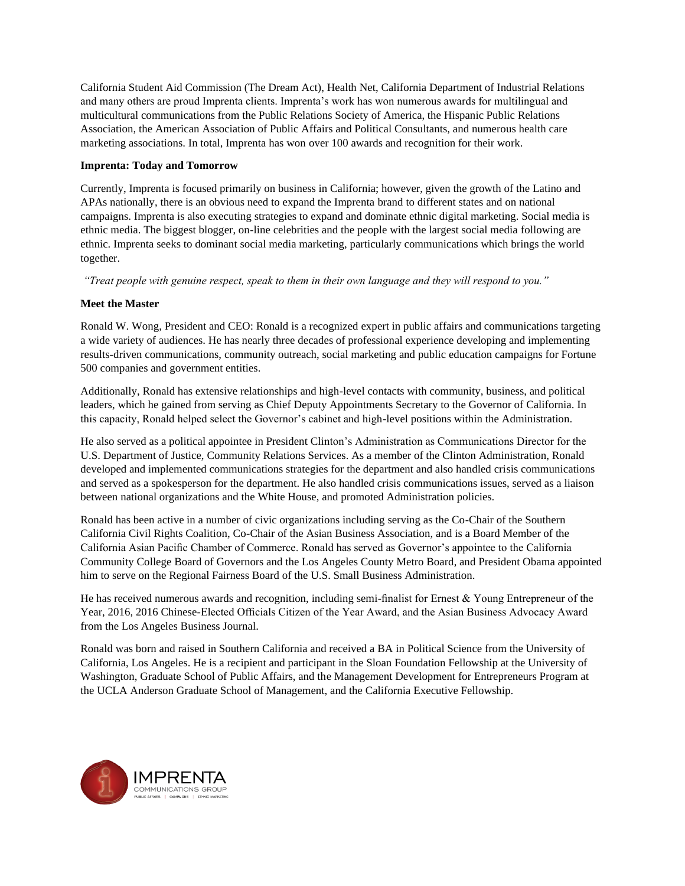California Student Aid Commission (The Dream Act), Health Net, California Department of Industrial Relations and many others are proud Imprenta clients. Imprenta's work has won numerous awards for multilingual and multicultural communications from the Public Relations Society of America, the Hispanic Public Relations Association, the American Association of Public Affairs and Political Consultants, and numerous health care marketing associations. In total, Imprenta has won over 100 awards and recognition for their work.

**Imprenta: Today and Tomorrow**

Currently, Imprenta is focused primarily on business in California; however, given the growth of the Latino and APAs nationally, there is an obvious need to expand the Imprenta brand to different states and on national campaigns. Imprenta is also executing strategies to expand and dominate ethnic digital marketing. Social media is ethnic media. The biggest blogger, on-line celebrities and the people with the largest social media following are ethnic. Imprenta seeks to dominant social media marketing, particularly communications which brings the world together.

*"Treat people with genuine respect, speak to them in their own language and they will respond to you."*

**Meet the Master**

Ronald W. Wong, President and CEO: Ronald is a recognized expert in public affairs and communications targeting a wide variety of audiences. He has nearly three decades of professional experience developing and implementing results-driven communications, community outreach, social marketing and public education campaigns for Fortune 500 companies and government entities.

Additionally, Ronald has extensive relationships and high-level contacts with community, business, and political leaders, which he gained from serving as Chief Deputy Appointments Secretary to the Governor of California. In this capacity, Ronald helped select the Governor's cabinet and high-level positions within the Administration.

He also served as a political appointee in President Clinton's Administration as Communications Director for the U.S. Department of Justice, Community Relations Services. As a member of the Clinton Administration, Ronald developed and implemented communications strategies for the department and also handled crisis communications and served as a spokesperson for the department. He also handled crisis communications issues, served as a liaison between national organizations and the White House, and promoted Administration policies.

Ronald has been active in a number of civic organizations including serving as the Co-Chair of the Southern California Civil Rights Coalition, Co-Chair of the Asian Business Association, and is a Board Member of the California Asian Pacific Chamber of Commerce. Ronald has served as Governor's appointee to the California Community College Board of Governors and the Los Angeles County Metro Board, and President Obama appointed him to serve on the Regional Fairness Board of the U.S. Small Business Administration.

He has received numerous awards and recognition, including semi-finalist for Ernest & Young Entrepreneur of the Year, 2016, 2016 Chinese-Elected Officials Citizen of the Year Award, and the Asian Business Advocacy Award from the Los Angeles Business Journal.

Ronald was born and raised in Southern California and received a BA in Political Science from the University of California, Los Angeles. He is a recipient and participant in the Sloan Foundation Fellowship at the University of Washington, Graduate School of Public Affairs, and the Management Development for Entrepreneurs Program at the UCLA Anderson Graduate School of Management, and the California Executive Fellowship.

IMPRENTA
COMMUNICATIONS GROUP
PUBLIC AFFAIRS | CAMPAIGNS | ETHNIC MARKETING